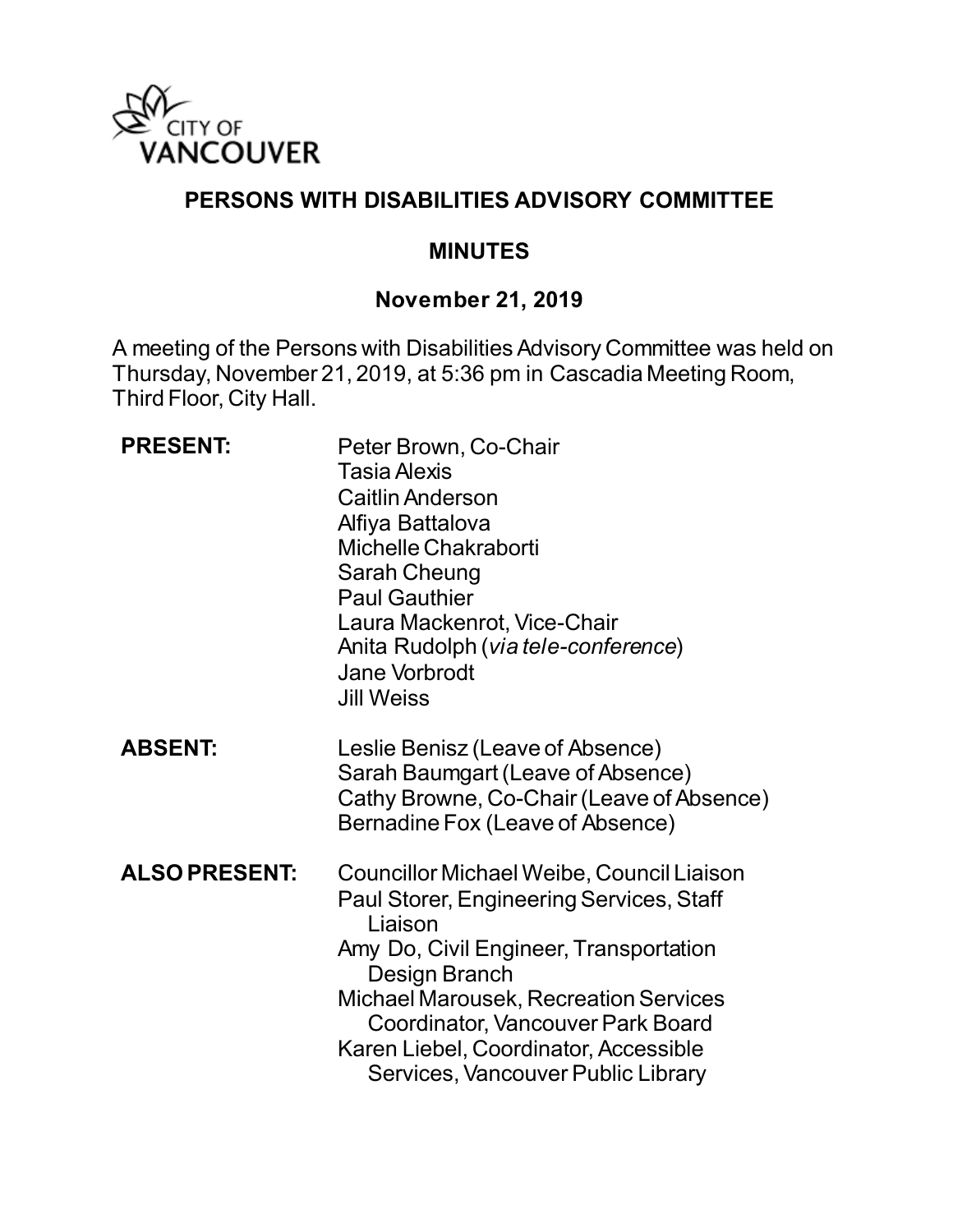CITY OF VANCOUVER

# PERSONS WITH DISABILITIES ADVISORY COMMITTEE

## MINUTES

### November 21, 2019

A meeting of the Persons with Disabilities Advisory Committee was held on Thursday, November 21, 2019, at 5:36 pm in Cascadia Meeting Room, Third Floor, City Hall.

**PRESENT:**
Peter Brown, Co-Chair
Tasia Alexis
Caitlin Anderson
Alfiya Battalova
Michelle Chakraborti
Sarah Cheung
Paul Gauthier
Laura Mackenrot, Vice-Chair
Anita Rudolph (*via tele-conference*)
Jane Vorbrodt
Jill Weiss

**ABSENT:**
Leslie Benisz (Leave of Absence)
Sarah Baumgart (Leave of Absence)
Cathy Browne, Co-Chair (Leave of Absence)
Bernadine Fox (Leave of Absence)

**ALSO PRESENT:**
Councillor Michael Weibe, Council Liaison
Paul Storer, Engineering Services, Staff Liaison
Amy Do, Civil Engineer, Transportation Design Branch
Michael Marousek, Recreation Services Coordinator, Vancouver Park Board
Karen Liebel, Coordinator, Accessible Services, Vancouver Public Library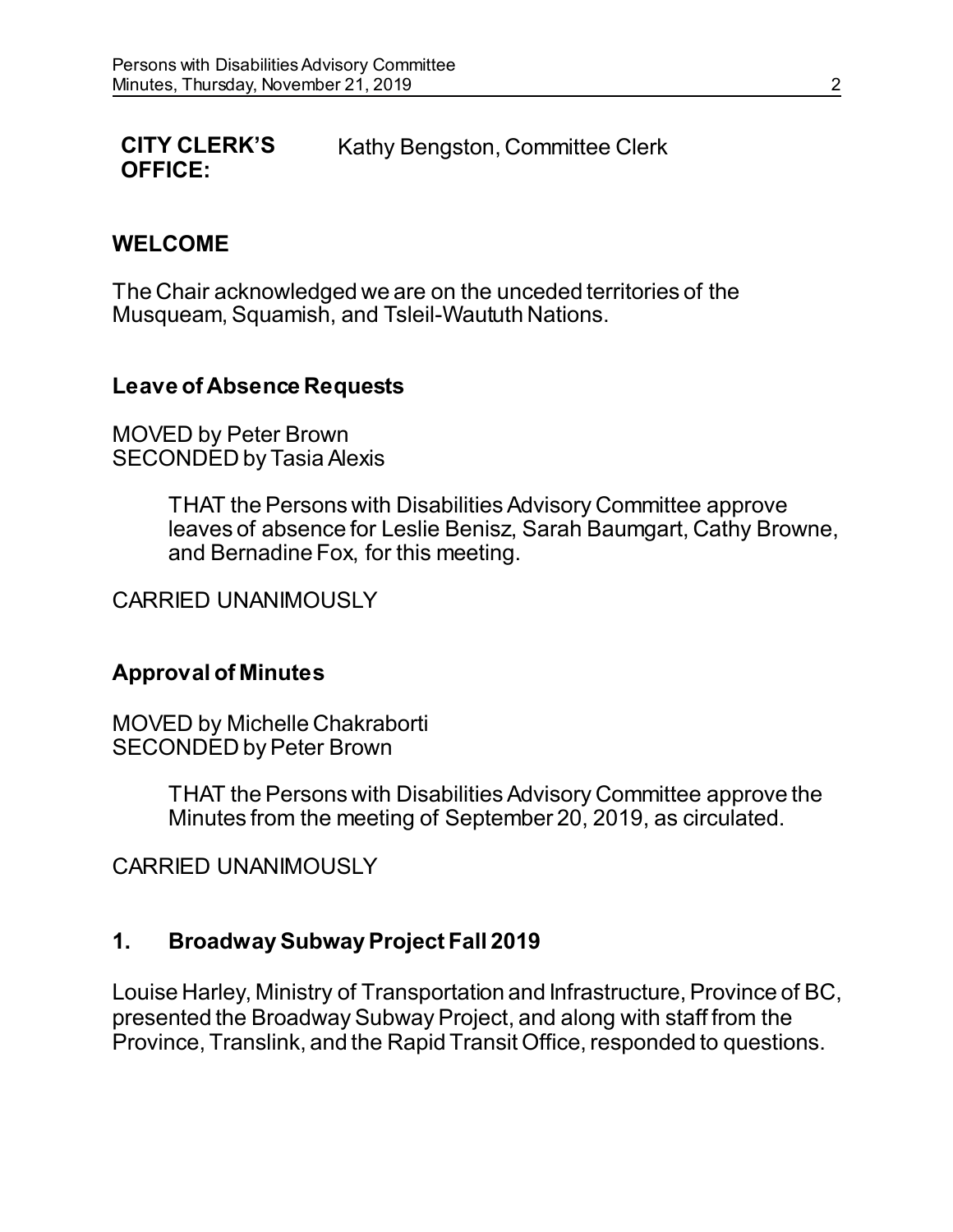**CITY CLERK'S OFFICE:** Kathy Bengston, Committee Clerk

## WELCOME

The Chair acknowledged we are on the unceded territories of the Musqueam, Squamish, and Tsleil-Waututh Nations.

### Leave of Absence Requests

MOVED by Peter Brown
SECONDED by Tasia Alexis

> THAT the Persons with Disabilities Advisory Committee approve leaves of absence for Leslie Benisz, Sarah Baumgart, Cathy Browne, and Bernadine Fox, for this meeting.

CARRIED UNANIMOUSLY

### Approval of Minutes

MOVED by Michelle Chakraborti
SECONDED by Peter Brown

> THAT the Persons with Disabilities Advisory Committee approve the Minutes from the meeting of September 20, 2019, as circulated.

CARRIED UNANIMOUSLY

### 1. Broadway Subway Project Fall 2019

Louise Harley, Ministry of Transportation and Infrastructure, Province of BC, presented the Broadway Subway Project, and along with staff from the Province, Translink, and the Rapid Transit Office, responded to questions.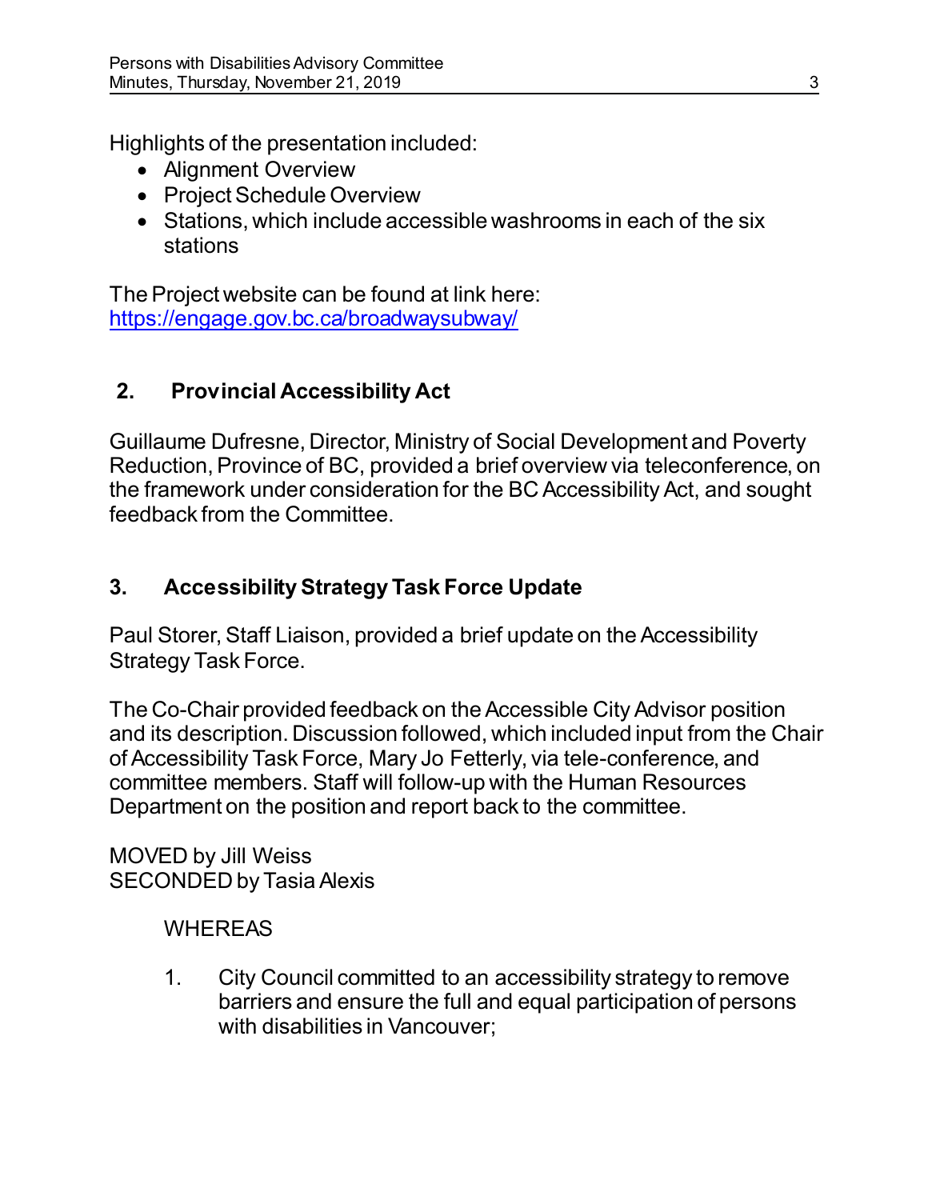Highlights of the presentation included:

- Alignment Overview
- Project Schedule Overview
- Stations, which include accessible washrooms in each of the six stations

The Project website can be found at link here:
https://engage.gov.bc.ca/broadwaysubway/

## 2. Provincial Accessibility Act

Guillaume Dufresne, Director, Ministry of Social Development and Poverty Reduction, Province of BC, provided a brief overview via teleconference, on the framework under consideration for the BC Accessibility Act, and sought feedback from the Committee.

## 3. Accessibility Strategy Task Force Update

Paul Storer, Staff Liaison, provided a brief update on the Accessibility Strategy Task Force.

The Co-Chair provided feedback on the Accessible City Advisor position and its description. Discussion followed, which included input from the Chair of Accessibility Task Force, Mary Jo Fetterly, via tele-conference, and committee members. Staff will follow-up with the Human Resources Department on the position and report back to the committee.

MOVED by Jill Weiss
SECONDED by Tasia Alexis

WHEREAS

1. City Council committed to an accessibility strategy to remove barriers and ensure the full and equal participation of persons with disabilities in Vancouver;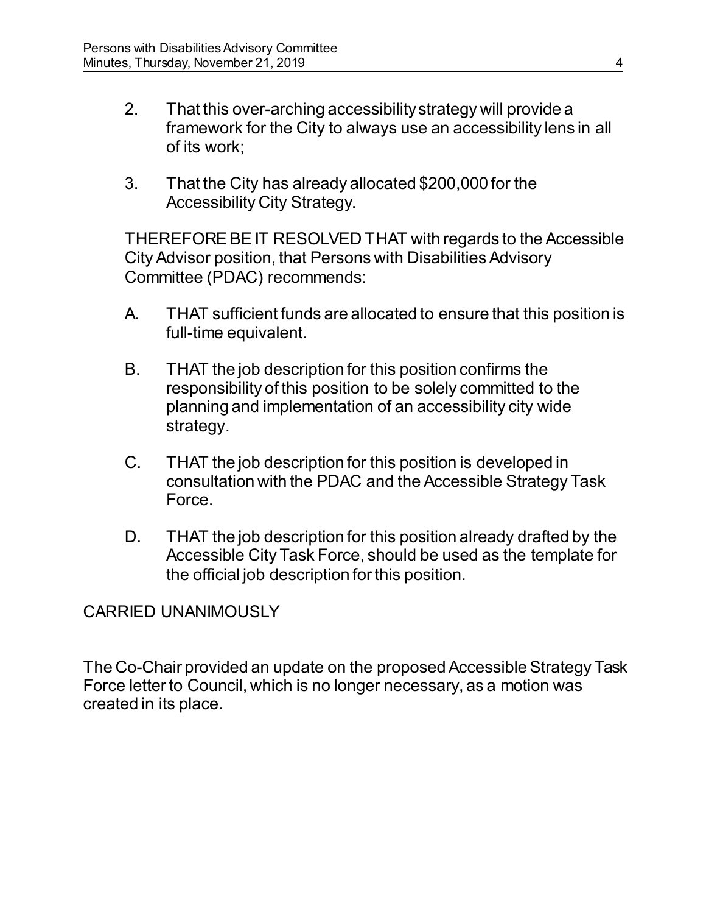2. That this over-arching accessibility strategy will provide a framework for the City to always use an accessibility lens in all of its work;

3. That the City has already allocated $200,000 for the Accessibility City Strategy.

THEREFORE BE IT RESOLVED THAT with regards to the Accessible City Advisor position, that Persons with Disabilities Advisory Committee (PDAC) recommends:

A. THAT sufficient funds are allocated to ensure that this position is full-time equivalent.

B. THAT the job description for this position confirms the responsibility of this position to be solely committed to the planning and implementation of an accessibility city wide strategy.

C. THAT the job description for this position is developed in consultation with the PDAC and the Accessible Strategy Task Force.

D. THAT the job description for this position already drafted by the Accessible City Task Force, should be used as the template for the official job description for this position.

CARRIED UNANIMOUSLY

The Co-Chair provided an update on the proposed Accessible Strategy Task Force letter to Council, which is no longer necessary, as a motion was created in its place.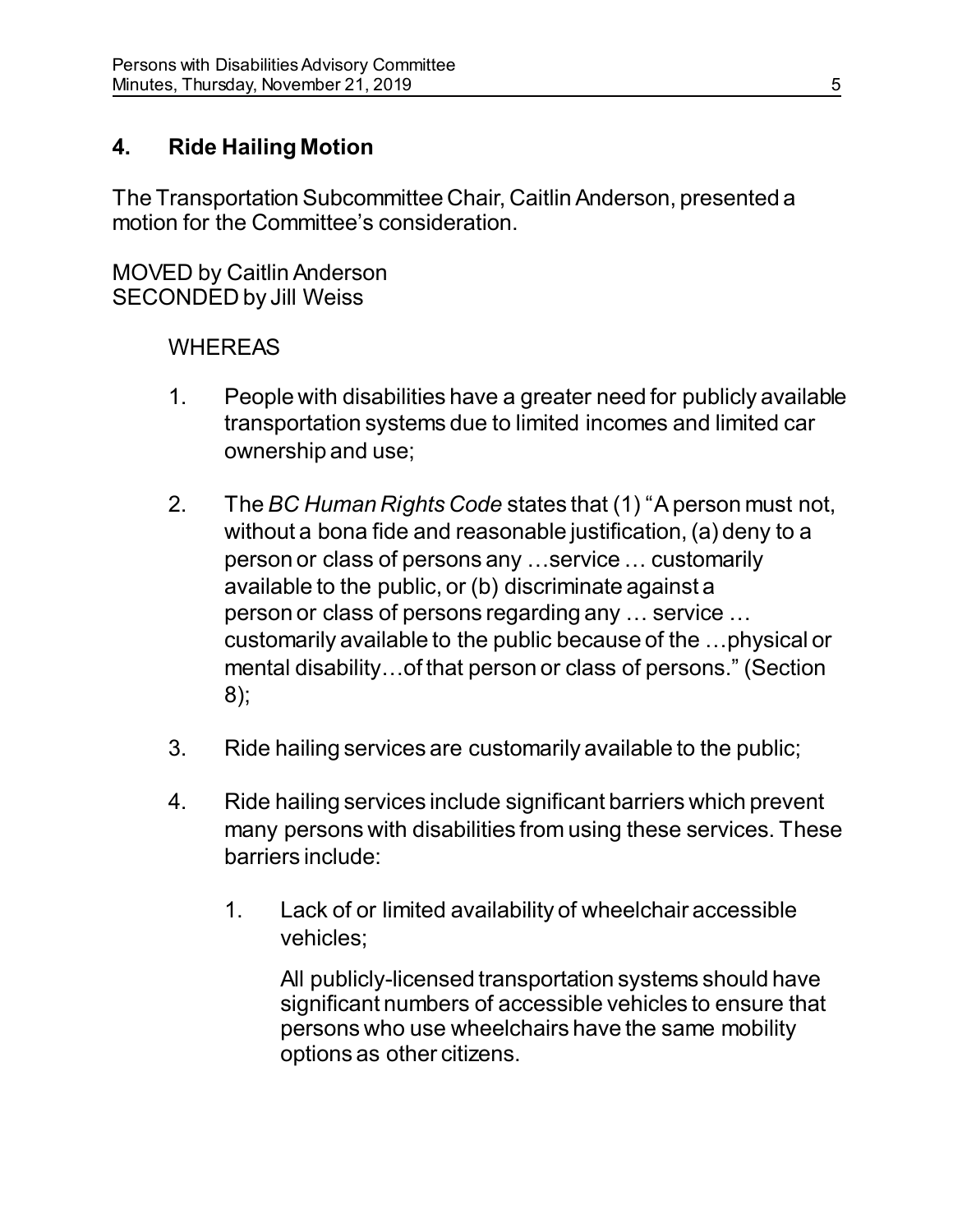## 4. Ride Hailing Motion

The Transportation Subcommittee Chair, Caitlin Anderson, presented a motion for the Committee's consideration.

MOVED by Caitlin Anderson
SECONDED by Jill Weiss

WHEREAS

1. People with disabilities have a greater need for publicly available transportation systems due to limited incomes and limited car ownership and use;

2. The *BC Human Rights Code* states that (1) "A person must not, without a bona fide and reasonable justification, (a) deny to a person or class of persons any …service … customarily available to the public, or (b) discriminate against a person or class of persons regarding any … service … customarily available to the public because of the …physical or mental disability…of that person or class of persons." (Section 8);

3. Ride hailing services are customarily available to the public;

4. Ride hailing services include significant barriers which prevent many persons with disabilities from using these services. These barriers include:

    1. Lack of or limited availability of wheelchair accessible vehicles;

       All publicly-licensed transportation systems should have significant numbers of accessible vehicles to ensure that persons who use wheelchairs have the same mobility options as other citizens.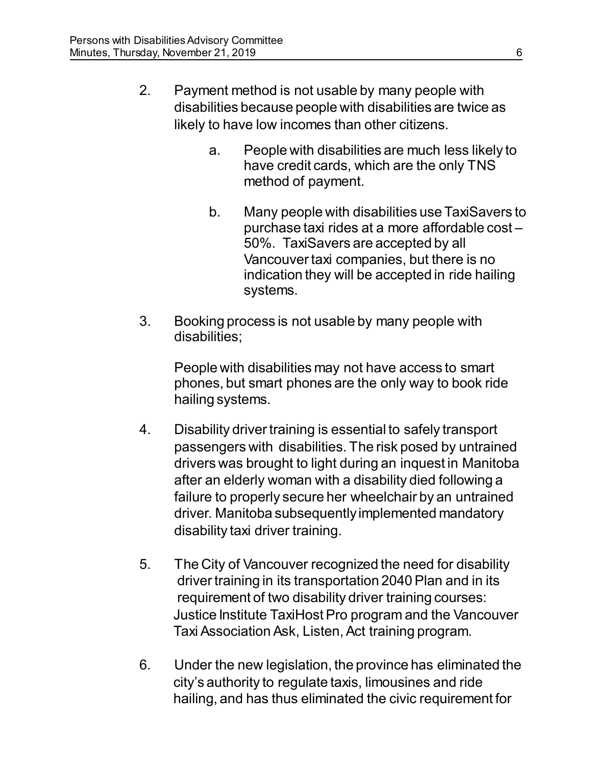2. Payment method is not usable by many people with disabilities because people with disabilities are twice as likely to have low incomes than other citizens.

   a. People with disabilities are much less likely to have credit cards, which are the only TNS method of payment.

   b. Many people with disabilities use TaxiSavers to purchase taxi rides at a more affordable cost – 50%. TaxiSavers are accepted by all Vancouver taxi companies, but there is no indication they will be accepted in ride hailing systems.

3. Booking process is not usable by many people with disabilities;

   People with disabilities may not have access to smart phones, but smart phones are the only way to book ride hailing systems.

4. Disability driver training is essential to safely transport passengers with disabilities. The risk posed by untrained drivers was brought to light during an inquest in Manitoba after an elderly woman with a disability died following a failure to properly secure her wheelchair by an untrained driver. Manitoba subsequently implemented mandatory disability taxi driver training.

5. The City of Vancouver recognized the need for disability driver training in its transportation 2040 Plan and in its requirement of two disability driver training courses: Justice Institute TaxiHost Pro program and the Vancouver Taxi Association Ask, Listen, Act training program.

6. Under the new legislation, the province has eliminated the city's authority to regulate taxis, limousines and ride hailing, and has thus eliminated the civic requirement for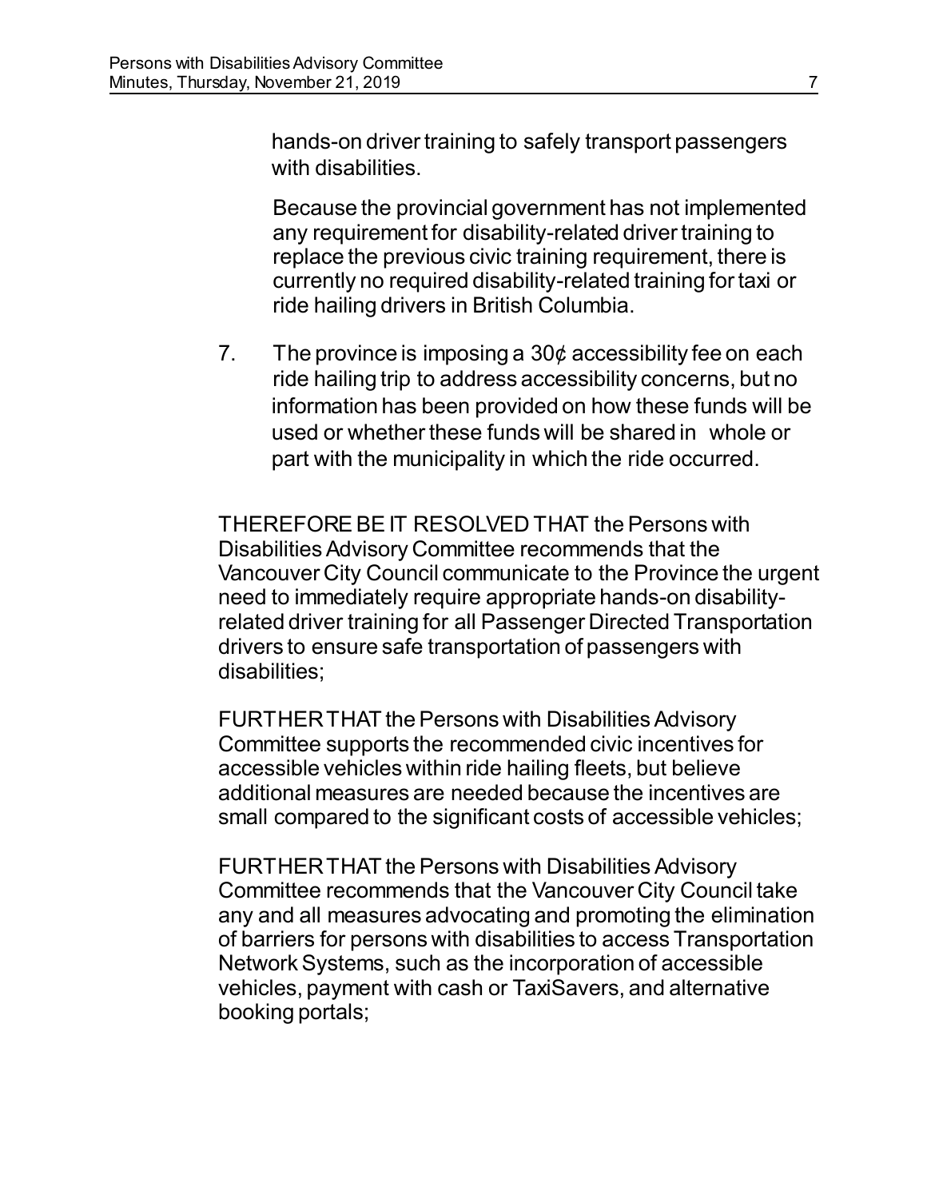hands-on driver training to safely transport passengers with disabilities.

Because the provincial government has not implemented any requirement for disability-related driver training to replace the previous civic training requirement, there is currently no required disability-related training for taxi or ride hailing drivers in British Columbia.

7. The province is imposing a 30¢ accessibility fee on each ride hailing trip to address accessibility concerns, but no information has been provided on how these funds will be used or whether these funds will be shared in whole or part with the municipality in which the ride occurred.

THEREFORE BE IT RESOLVED THAT the Persons with Disabilities Advisory Committee recommends that the Vancouver City Council communicate to the Province the urgent need to immediately require appropriate hands-on disability-related driver training for all Passenger Directed Transportation drivers to ensure safe transportation of passengers with disabilities;

FURTHER THAT the Persons with Disabilities Advisory Committee supports the recommended civic incentives for accessible vehicles within ride hailing fleets, but believe additional measures are needed because the incentives are small compared to the significant costs of accessible vehicles;

FURTHER THAT the Persons with Disabilities Advisory Committee recommends that the Vancouver City Council take any and all measures advocating and promoting the elimination of barriers for persons with disabilities to access Transportation Network Systems, such as the incorporation of accessible vehicles, payment with cash or TaxiSavers, and alternative booking portals;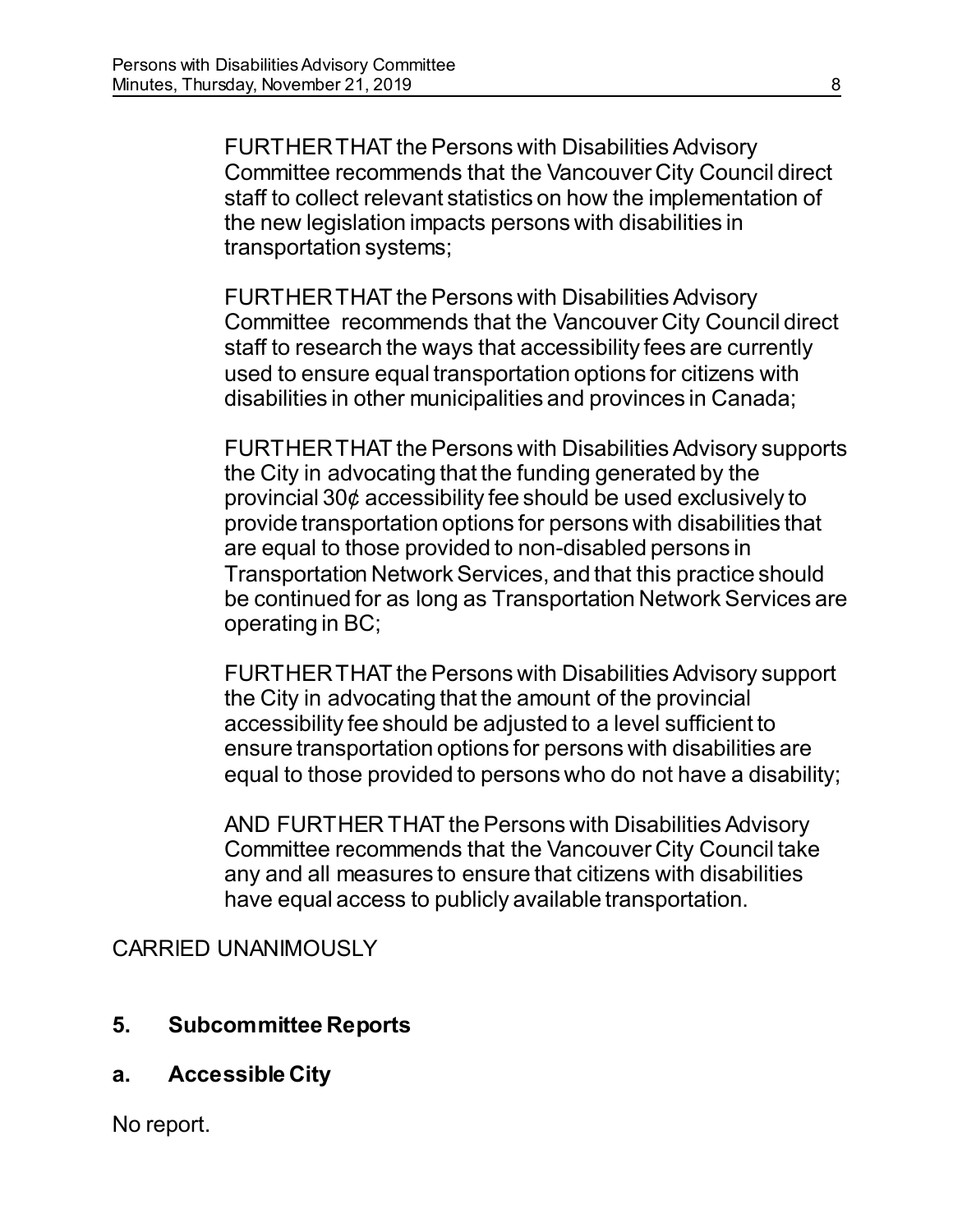FURTHER THAT the Persons with Disabilities Advisory Committee recommends that the Vancouver City Council direct staff to collect relevant statistics on how the implementation of the new legislation impacts persons with disabilities in transportation systems;

FURTHER THAT the Persons with Disabilities Advisory Committee recommends that the Vancouver City Council direct staff to research the ways that accessibility fees are currently used to ensure equal transportation options for citizens with disabilities in other municipalities and provinces in Canada;

FURTHER THAT the Persons with Disabilities Advisory supports the City in advocating that the funding generated by the provincial 30¢ accessibility fee should be used exclusively to provide transportation options for persons with disabilities that are equal to those provided to non-disabled persons in Transportation Network Services, and that this practice should be continued for as long as Transportation Network Services are operating in BC;

FURTHER THAT the Persons with Disabilities Advisory support the City in advocating that the amount of the provincial accessibility fee should be adjusted to a level sufficient to ensure transportation options for persons with disabilities are equal to those provided to persons who do not have a disability;

AND FURTHER THAT the Persons with Disabilities Advisory Committee recommends that the Vancouver City Council take any and all measures to ensure that citizens with disabilities have equal access to publicly available transportation.

CARRIED UNANIMOUSLY

## 5. Subcommittee Reports

### a. Accessible City

No report.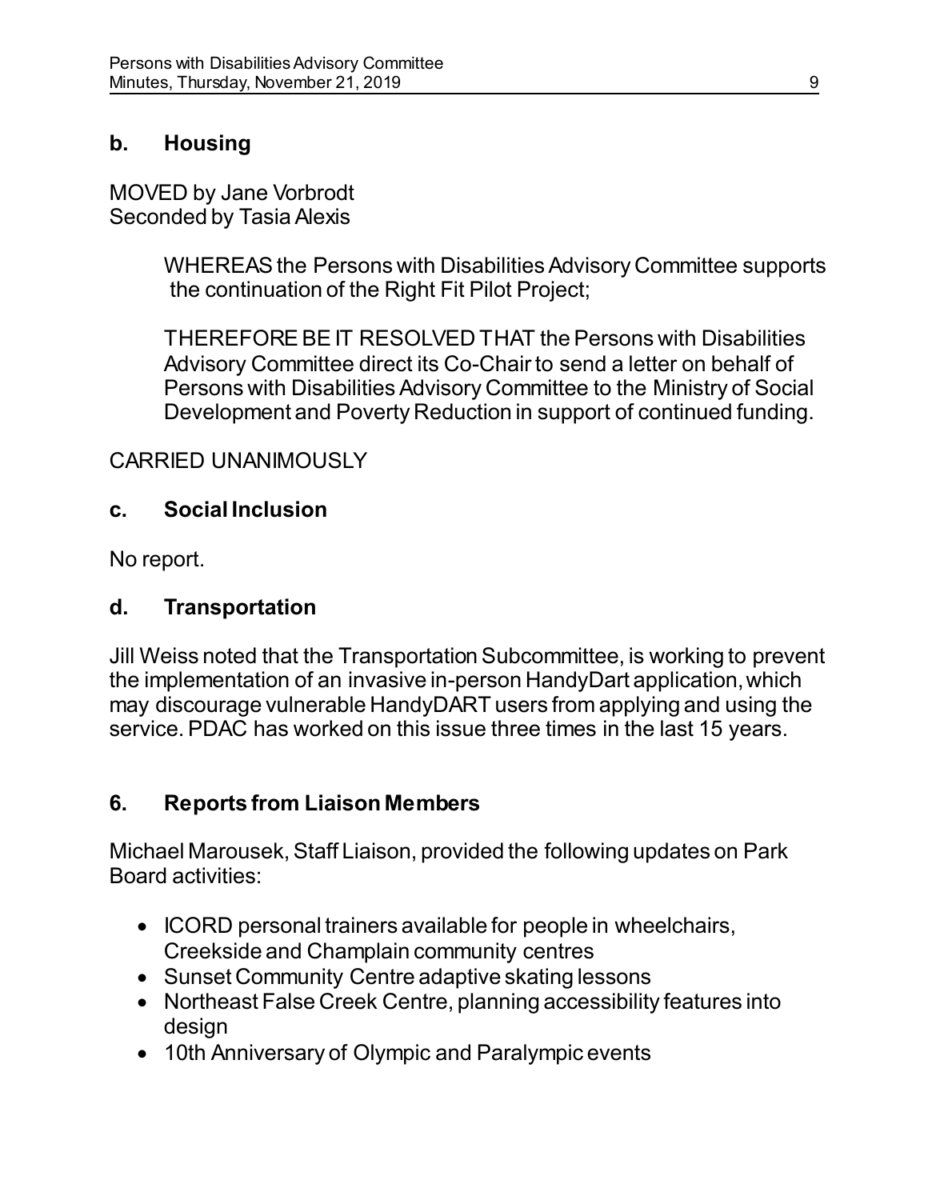### b. Housing

MOVED by Jane Vorbrodt
Seconded by Tasia Alexis

> WHEREAS the Persons with Disabilities Advisory Committee supports the continuation of the Right Fit Pilot Project;
>
> THEREFORE BE IT RESOLVED THAT the Persons with Disabilities Advisory Committee direct its Co-Chair to send a letter on behalf of Persons with Disabilities Advisory Committee to the Ministry of Social Development and Poverty Reduction in support of continued funding.

CARRIED UNANIMOUSLY

### c. Social Inclusion

No report.

### d. Transportation

Jill Weiss noted that the Transportation Subcommittee, is working to prevent the implementation of an invasive in-person HandyDart application, which may discourage vulnerable HandyDART users from applying and using the service. PDAC has worked on this issue three times in the last 15 years.

## 6. Reports from Liaison Members

Michael Marousek, Staff Liaison, provided the following updates on Park Board activities:

- ICORD personal trainers available for people in wheelchairs, Creekside and Champlain community centres
- Sunset Community Centre adaptive skating lessons
- Northeast False Creek Centre, planning accessibility features into design
- 10th Anniversary of Olympic and Paralympic events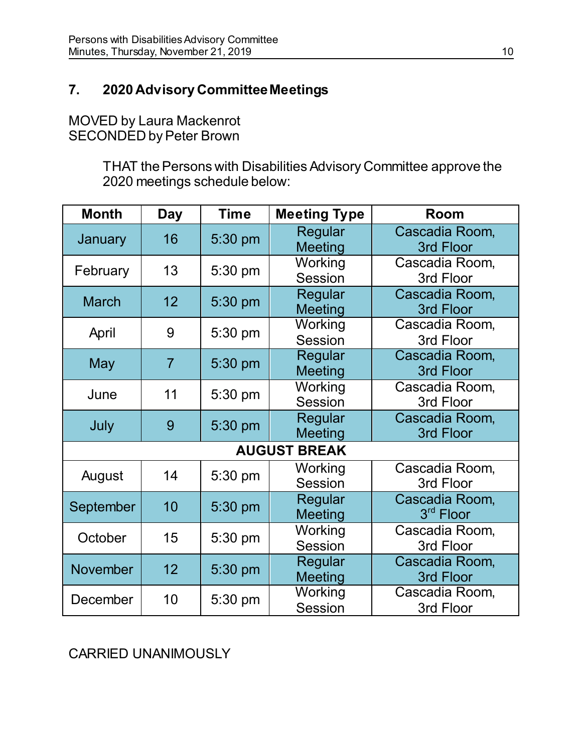## 7. 2020 Advisory Committee Meetings

MOVED by Laura Mackenrot
SECONDED by Peter Brown

THAT the Persons with Disabilities Advisory Committee approve the 2020 meetings schedule below:

| Month | Day | Time | Meeting Type | Room |
|---|---|---|---|---|
| January | 16 | 5:30 pm | Regular Meeting | Cascadia Room, 3rd Floor |
| February | 13 | 5:30 pm | Working Session | Cascadia Room, 3rd Floor |
| March | 12 | 5:30 pm | Regular Meeting | Cascadia Room, 3rd Floor |
| April | 9 | 5:30 pm | Working Session | Cascadia Room, 3rd Floor |
| May | 7 | 5:30 pm | Regular Meeting | Cascadia Room, 3rd Floor |
| June | 11 | 5:30 pm | Working Session | Cascadia Room, 3rd Floor |
| July | 9 | 5:30 pm | Regular Meeting | Cascadia Room, 3rd Floor |
| **AUGUST BREAK** | | | | |
| August | 14 | 5:30 pm | Working Session | Cascadia Room, 3rd Floor |
| September | 10 | 5:30 pm | Regular Meeting | Cascadia Room, 3rd Floor |
| October | 15 | 5:30 pm | Working Session | Cascadia Room, 3rd Floor |
| November | 12 | 5:30 pm | Regular Meeting | Cascadia Room, 3rd Floor |
| December | 10 | 5:30 pm | Working Session | Cascadia Room, 3rd Floor |

CARRIED UNANIMOUSLY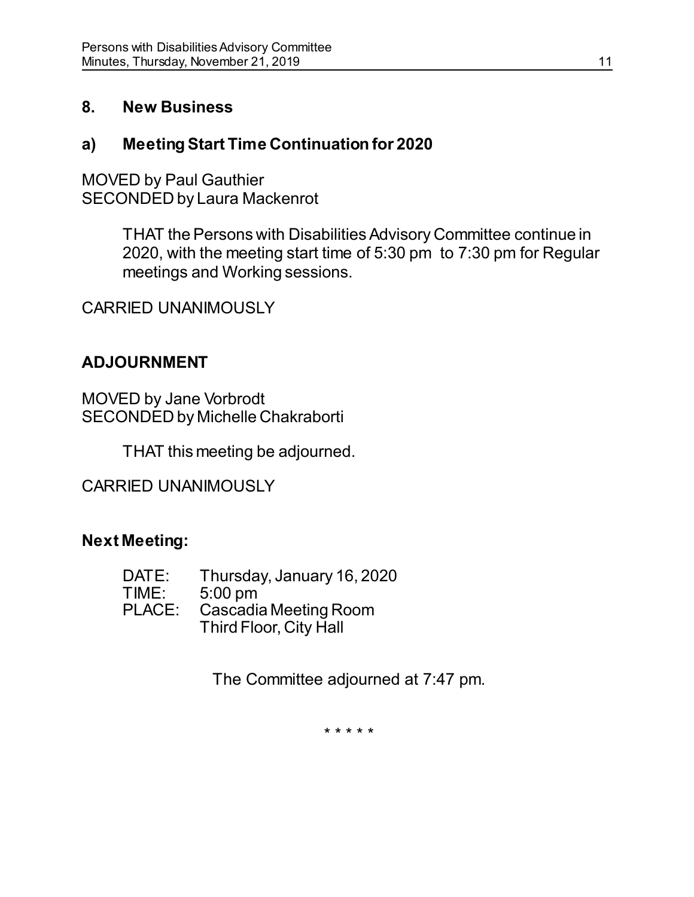## 8. New Business

### a) Meeting Start Time Continuation for 2020

MOVED by Paul Gauthier
SECONDED by Laura Mackenrot

> THAT the Persons with Disabilities Advisory Committee continue in 2020, with the meeting start time of 5:30 pm to 7:30 pm for Regular meetings and Working sessions.

CARRIED UNANIMOUSLY

## ADJOURNMENT

MOVED by Jane Vorbrodt
SECONDED by Michelle Chakraborti

> THAT this meeting be adjourned.

CARRIED UNANIMOUSLY

### Next Meeting:

DATE: Thursday, January 16, 2020
TIME: 5:00 pm
PLACE: Cascadia Meeting Room
Third Floor, City Hall

The Committee adjourned at 7:47 pm.

\* \* \* \* \*